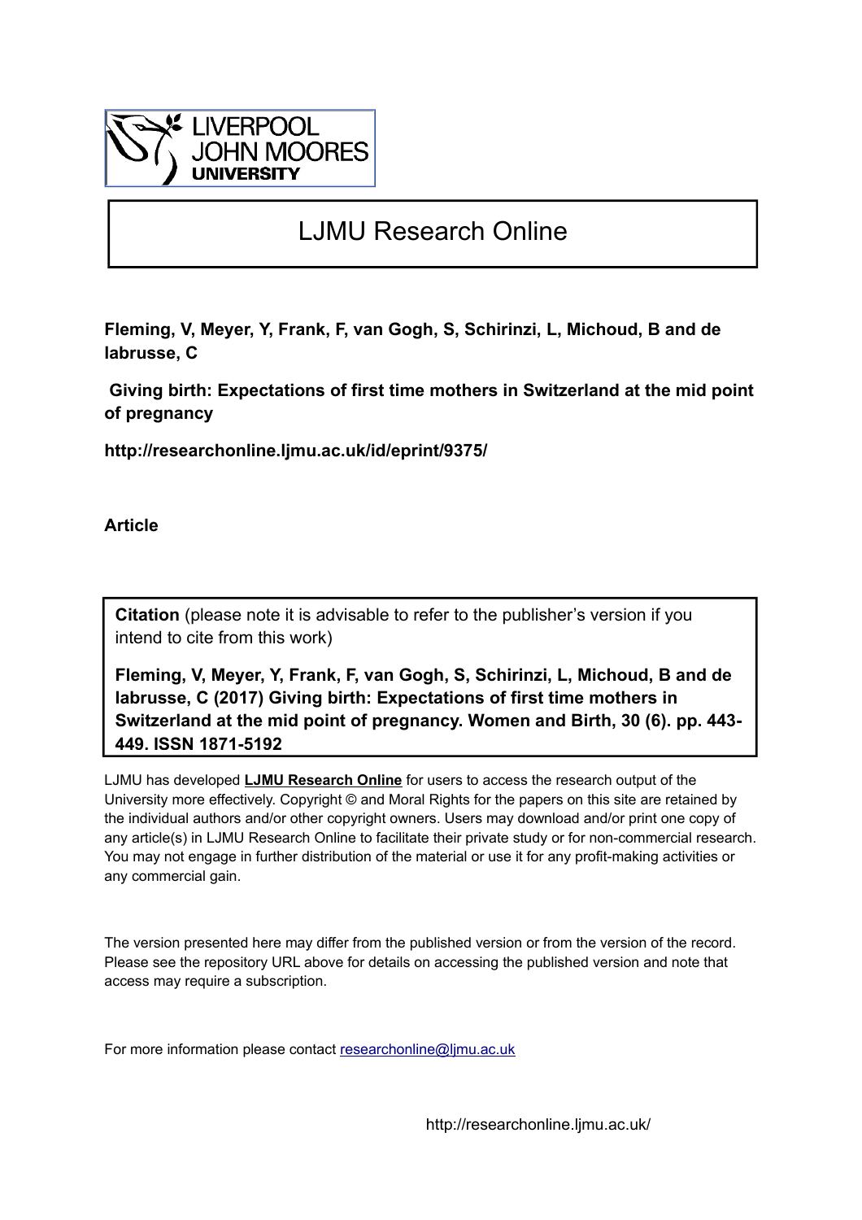LIVERPOOL
JOHN MOORES
UNIVERSITY

# LJMU Research Online

**Fleming, V, Meyer, Y, Frank, F, van Gogh, S, Schirinzi, L, Michoud, B and de labrusse, C**

**Giving birth: Expectations of first time mothers in Switzerland at the mid point of pregnancy**

**http://researchonline.ljmu.ac.uk/id/eprint/9375/**

**Article**

**Citation** (please note it is advisable to refer to the publisher's version if you intend to cite from this work)

**Fleming, V, Meyer, Y, Frank, F, van Gogh, S, Schirinzi, L, Michoud, B and de labrusse, C (2017) Giving birth: Expectations of first time mothers in Switzerland at the mid point of pregnancy. Women and Birth, 30 (6). pp. 443-449. ISSN 1871-5192**

LJMU has developed **LJMU Research Online** for users to access the research output of the University more effectively. Copyright © and Moral Rights for the papers on this site are retained by the individual authors and/or other copyright owners. Users may download and/or print one copy of any article(s) in LJMU Research Online to facilitate their private study or for non-commercial research. You may not engage in further distribution of the material or use it for any profit-making activities or any commercial gain.

The version presented here may differ from the published version or from the version of the record. Please see the repository URL above for details on accessing the published version and note that access may require a subscription.

For more information please contact researchonline@ljmu.ac.uk

http://researchonline.ljmu.ac.uk/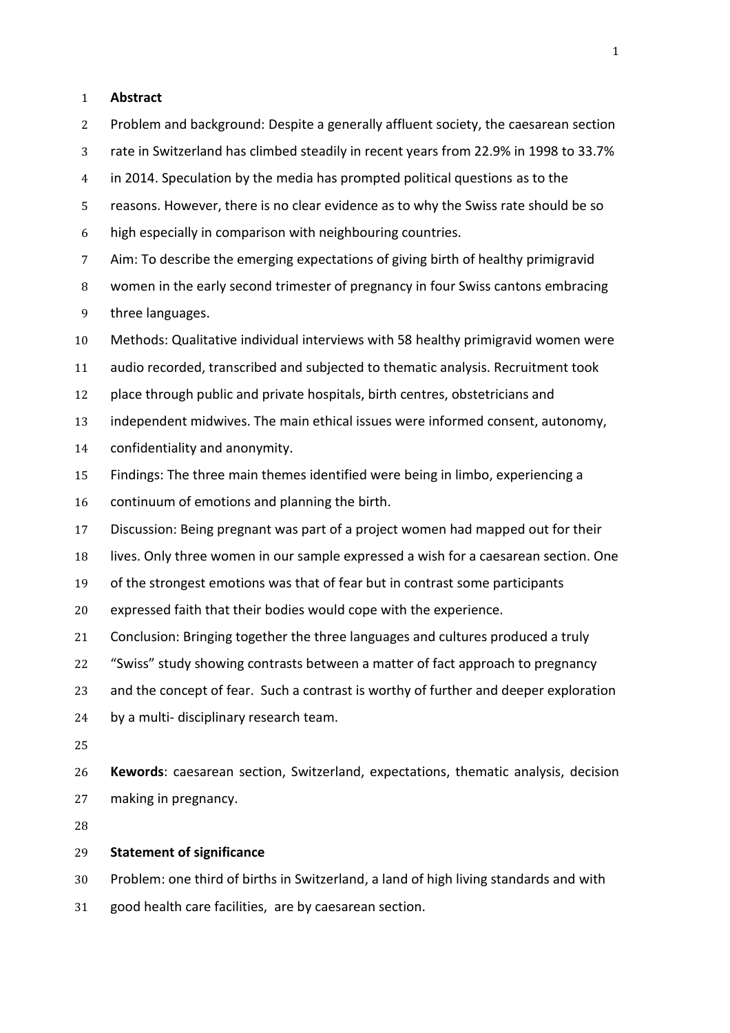## Abstract

Problem and background: Despite a generally affluent society, the caesarean section rate in Switzerland has climbed steadily in recent years from 22.9% in 1998 to 33.7% in 2014. Speculation by the media has prompted political questions as to the reasons. However, there is no clear evidence as to why the Swiss rate should be so high especially in comparison with neighbouring countries.

Aim: To describe the emerging expectations of giving birth of healthy primigravid women in the early second trimester of pregnancy in four Swiss cantons embracing three languages.

Methods: Qualitative individual interviews with 58 healthy primigravid women were audio recorded, transcribed and subjected to thematic analysis. Recruitment took place through public and private hospitals, birth centres, obstetricians and independent midwives. The main ethical issues were informed consent, autonomy, confidentiality and anonymity.

Findings: The three main themes identified were being in limbo, experiencing a continuum of emotions and planning the birth.

Discussion: Being pregnant was part of a project women had mapped out for their lives. Only three women in our sample expressed a wish for a caesarean section. One of the strongest emotions was that of fear but in contrast some participants expressed faith that their bodies would cope with the experience.

Conclusion: Bringing together the three languages and cultures produced a truly "Swiss" study showing contrasts between a matter of fact approach to pregnancy and the concept of fear. Such a contrast is worthy of further and deeper exploration by a multi- disciplinary research team.

**Kewords**: caesarean section, Switzerland, expectations, thematic analysis, decision making in pregnancy.

## Statement of significance

Problem: one third of births in Switzerland, a land of high living standards and with good health care facilities, are by caesarean section.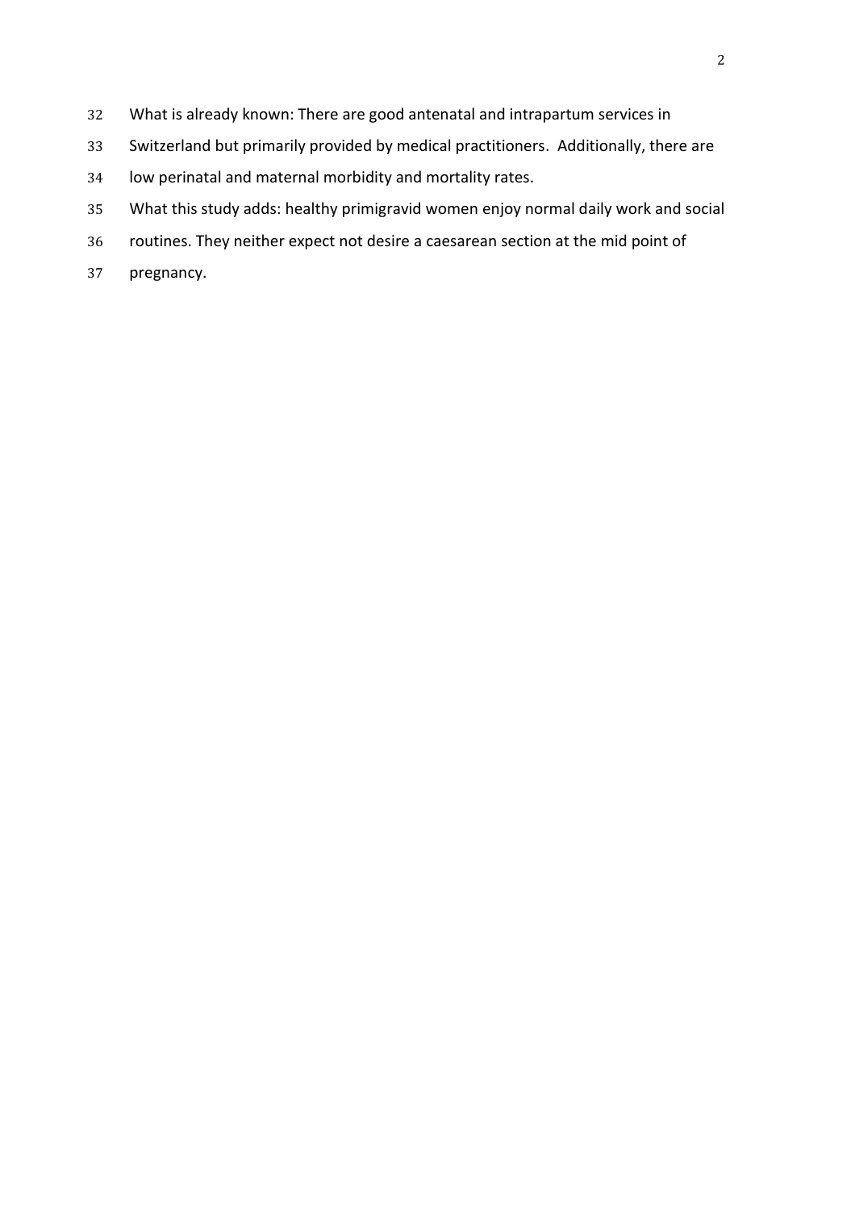What is already known: There are good antenatal and intrapartum services in Switzerland but primarily provided by medical practitioners. Additionally, there are low perinatal and maternal morbidity and mortality rates.

What this study adds: healthy primigravid women enjoy normal daily work and social routines. They neither expect not desire a caesarean section at the mid point of pregnancy.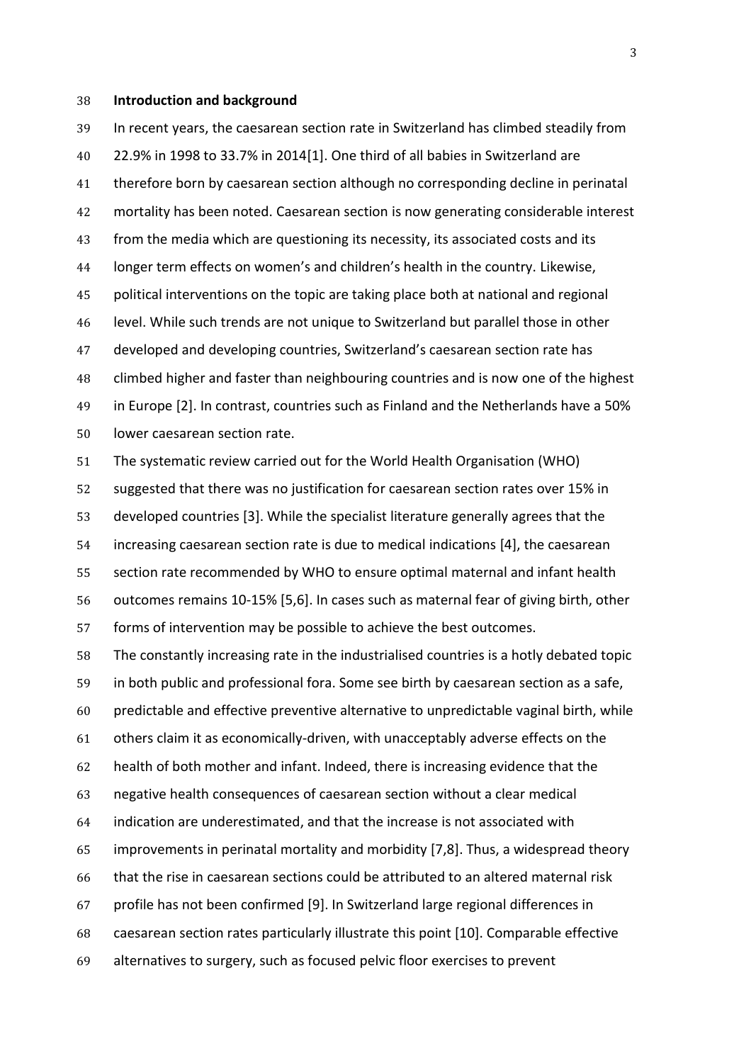## Introduction and background

In recent years, the caesarean section rate in Switzerland has climbed steadily from 22.9% in 1998 to 33.7% in 2014[1]. One third of all babies in Switzerland are therefore born by caesarean section although no corresponding decline in perinatal mortality has been noted. Caesarean section is now generating considerable interest from the media which are questioning its necessity, its associated costs and its longer term effects on women's and children's health in the country. Likewise, political interventions on the topic are taking place both at national and regional level. While such trends are not unique to Switzerland but parallel those in other developed and developing countries, Switzerland's caesarean section rate has climbed higher and faster than neighbouring countries and is now one of the highest in Europe [2]. In contrast, countries such as Finland and the Netherlands have a 50% lower caesarean section rate.

The systematic review carried out for the World Health Organisation (WHO) suggested that there was no justification for caesarean section rates over 15% in developed countries [3]. While the specialist literature generally agrees that the increasing caesarean section rate is due to medical indications [4], the caesarean section rate recommended by WHO to ensure optimal maternal and infant health outcomes remains 10-15% [5,6]. In cases such as maternal fear of giving birth, other forms of intervention may be possible to achieve the best outcomes.

The constantly increasing rate in the industrialised countries is a hotly debated topic in both public and professional fora. Some see birth by caesarean section as a safe, predictable and effective preventive alternative to unpredictable vaginal birth, while others claim it as economically-driven, with unacceptably adverse effects on the health of both mother and infant. Indeed, there is increasing evidence that the negative health consequences of caesarean section without a clear medical indication are underestimated, and that the increase is not associated with improvements in perinatal mortality and morbidity [7,8]. Thus, a widespread theory that the rise in caesarean sections could be attributed to an altered maternal risk profile has not been confirmed [9]. In Switzerland large regional differences in caesarean section rates particularly illustrate this point [10]. Comparable effective alternatives to surgery, such as focused pelvic floor exercises to prevent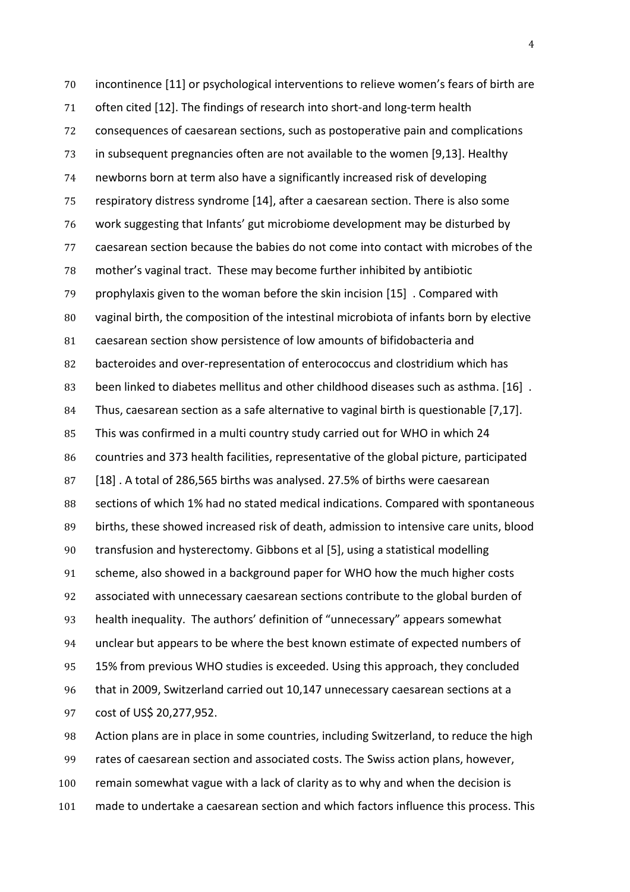incontinence [11] or psychological interventions to relieve women's fears of birth are often cited [12]. The findings of research into short-and long-term health consequences of caesarean sections, such as postoperative pain and complications in subsequent pregnancies often are not available to the women [9,13]. Healthy newborns born at term also have a significantly increased risk of developing respiratory distress syndrome [14], after a caesarean section. There is also some work suggesting that Infants' gut microbiome development may be disturbed by caesarean section because the babies do not come into contact with microbes of the mother's vaginal tract. These may become further inhibited by antibiotic prophylaxis given to the woman before the skin incision [15] . Compared with vaginal birth, the composition of the intestinal microbiota of infants born by elective caesarean section show persistence of low amounts of bifidobacteria and bacteroides and over-representation of enterococcus and clostridium which has been linked to diabetes mellitus and other childhood diseases such as asthma. [16] . Thus, caesarean section as a safe alternative to vaginal birth is questionable [7,17]. This was confirmed in a multi country study carried out for WHO in which 24 countries and 373 health facilities, representative of the global picture, participated [18] . A total of 286,565 births was analysed. 27.5% of births were caesarean sections of which 1% had no stated medical indications. Compared with spontaneous births, these showed increased risk of death, admission to intensive care units, blood transfusion and hysterectomy. Gibbons et al [5], using a statistical modelling scheme, also showed in a background paper for WHO how the much higher costs associated with unnecessary caesarean sections contribute to the global burden of health inequality. The authors' definition of "unnecessary" appears somewhat unclear but appears to be where the best known estimate of expected numbers of 15% from previous WHO studies is exceeded. Using this approach, they concluded that in 2009, Switzerland carried out 10,147 unnecessary caesarean sections at a cost of US$ 20,277,952.

Action plans are in place in some countries, including Switzerland, to reduce the high rates of caesarean section and associated costs. The Swiss action plans, however, remain somewhat vague with a lack of clarity as to why and when the decision is made to undertake a caesarean section and which factors influence this process. This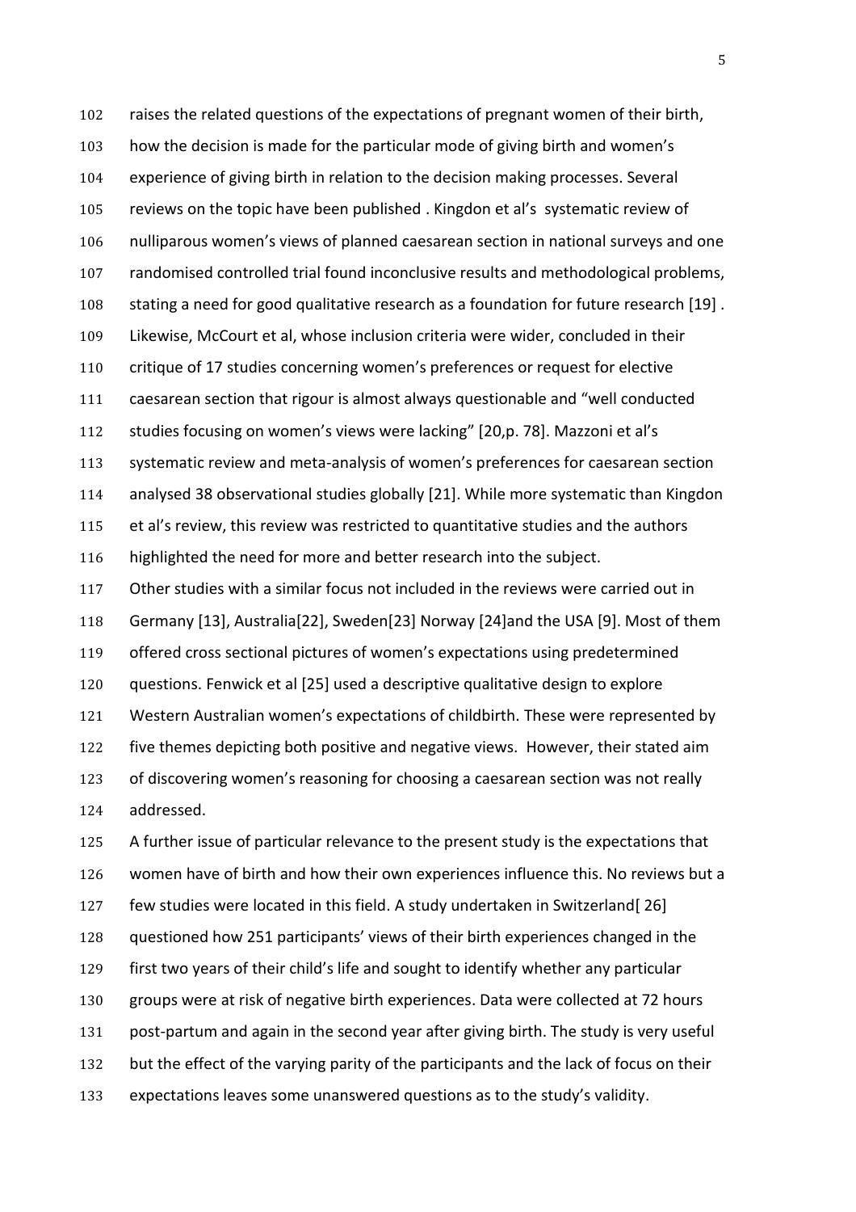raises the related questions of the expectations of pregnant women of their birth, how the decision is made for the particular mode of giving birth and women's experience of giving birth in relation to the decision making processes. Several reviews on the topic have been published . Kingdon et al's systematic review of nulliparous women's views of planned caesarean section in national surveys and one randomised controlled trial found inconclusive results and methodological problems, stating a need for good qualitative research as a foundation for future research [19] . Likewise, McCourt et al, whose inclusion criteria were wider, concluded in their critique of 17 studies concerning women's preferences or request for elective caesarean section that rigour is almost always questionable and "well conducted studies focusing on women's views were lacking" [20,p. 78]. Mazzoni et al's systematic review and meta-analysis of women's preferences for caesarean section analysed 38 observational studies globally [21]. While more systematic than Kingdon et al's review, this review was restricted to quantitative studies and the authors highlighted the need for more and better research into the subject.

Other studies with a similar focus not included in the reviews were carried out in Germany [13], Australia[22], Sweden[23] Norway [24]and the USA [9]. Most of them offered cross sectional pictures of women's expectations using predetermined questions. Fenwick et al [25] used a descriptive qualitative design to explore Western Australian women's expectations of childbirth. These were represented by five themes depicting both positive and negative views. However, their stated aim of discovering women's reasoning for choosing a caesarean section was not really addressed.

A further issue of particular relevance to the present study is the expectations that women have of birth and how their own experiences influence this. No reviews but a few studies were located in this field. A study undertaken in Switzerland[ 26] questioned how 251 participants' views of their birth experiences changed in the first two years of their child's life and sought to identify whether any particular groups were at risk of negative birth experiences. Data were collected at 72 hours post-partum and again in the second year after giving birth. The study is very useful but the effect of the varying parity of the participants and the lack of focus on their expectations leaves some unanswered questions as to the study's validity.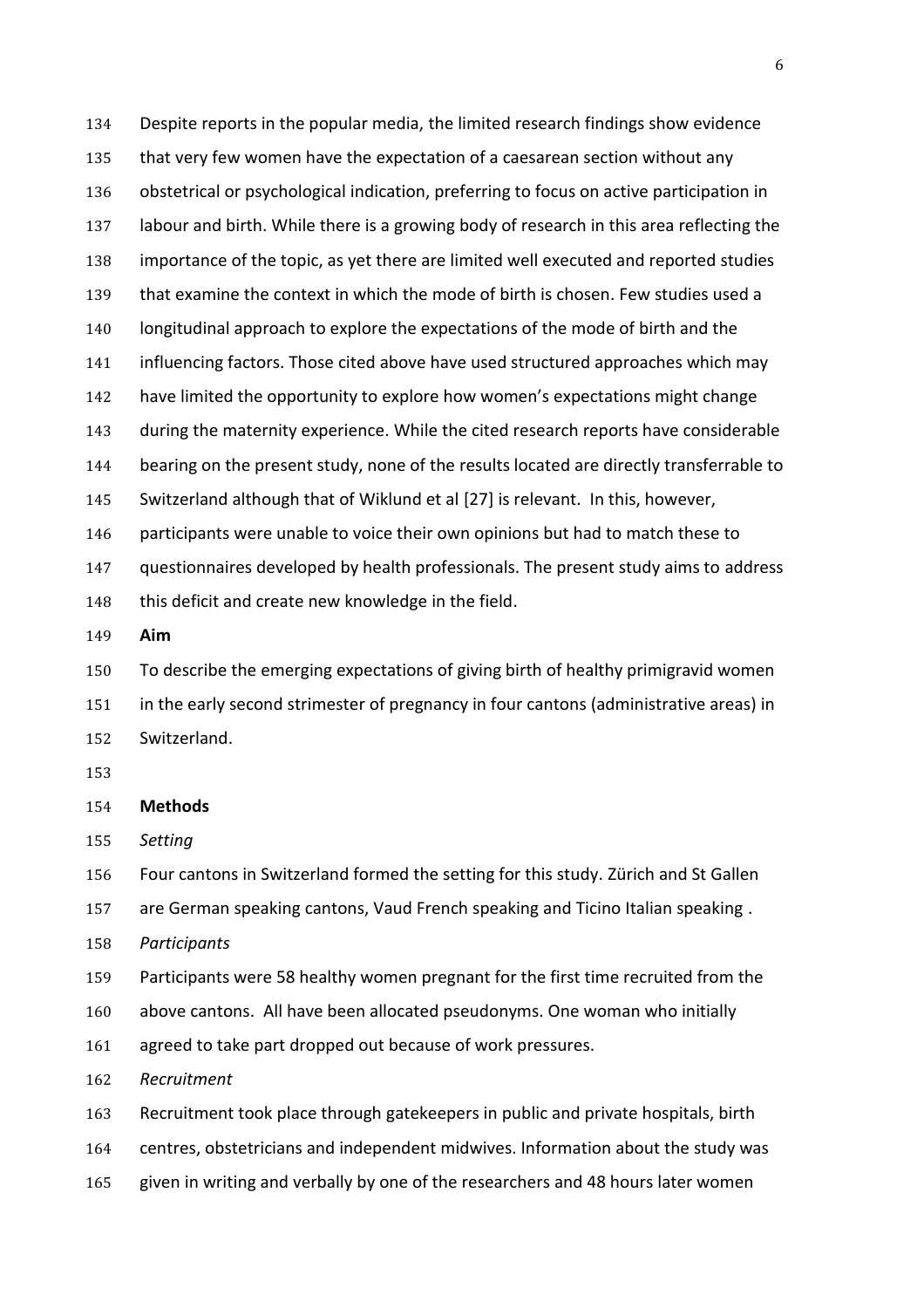Despite reports in the popular media, the limited research findings show evidence that very few women have the expectation of a caesarean section without any obstetrical or psychological indication, preferring to focus on active participation in labour and birth. While there is a growing body of research in this area reflecting the importance of the topic, as yet there are limited well executed and reported studies that examine the context in which the mode of birth is chosen. Few studies used a longitudinal approach to explore the expectations of the mode of birth and the influencing factors. Those cited above have used structured approaches which may have limited the opportunity to explore how women's expectations might change during the maternity experience. While the cited research reports have considerable bearing on the present study, none of the results located are directly transferrable to Switzerland although that of Wiklund et al [27] is relevant. In this, however, participants were unable to voice their own opinions but had to match these to questionnaires developed by health professionals. The present study aims to address this deficit and create new knowledge in the field.

## Aim

To describe the emerging expectations of giving birth of healthy primigravid women in the early second strimester of pregnancy in four cantons (administrative areas) in Switzerland.

## Methods

*Setting*

Four cantons in Switzerland formed the setting for this study. Zürich and St Gallen are German speaking cantons, Vaud French speaking and Ticino Italian speaking .

*Participants*

Participants were 58 healthy women pregnant for the first time recruited from the above cantons. All have been allocated pseudonyms. One woman who initially agreed to take part dropped out because of work pressures.

*Recruitment*

Recruitment took place through gatekeepers in public and private hospitals, birth centres, obstetricians and independent midwives. Information about the study was given in writing and verbally by one of the researchers and 48 hours later women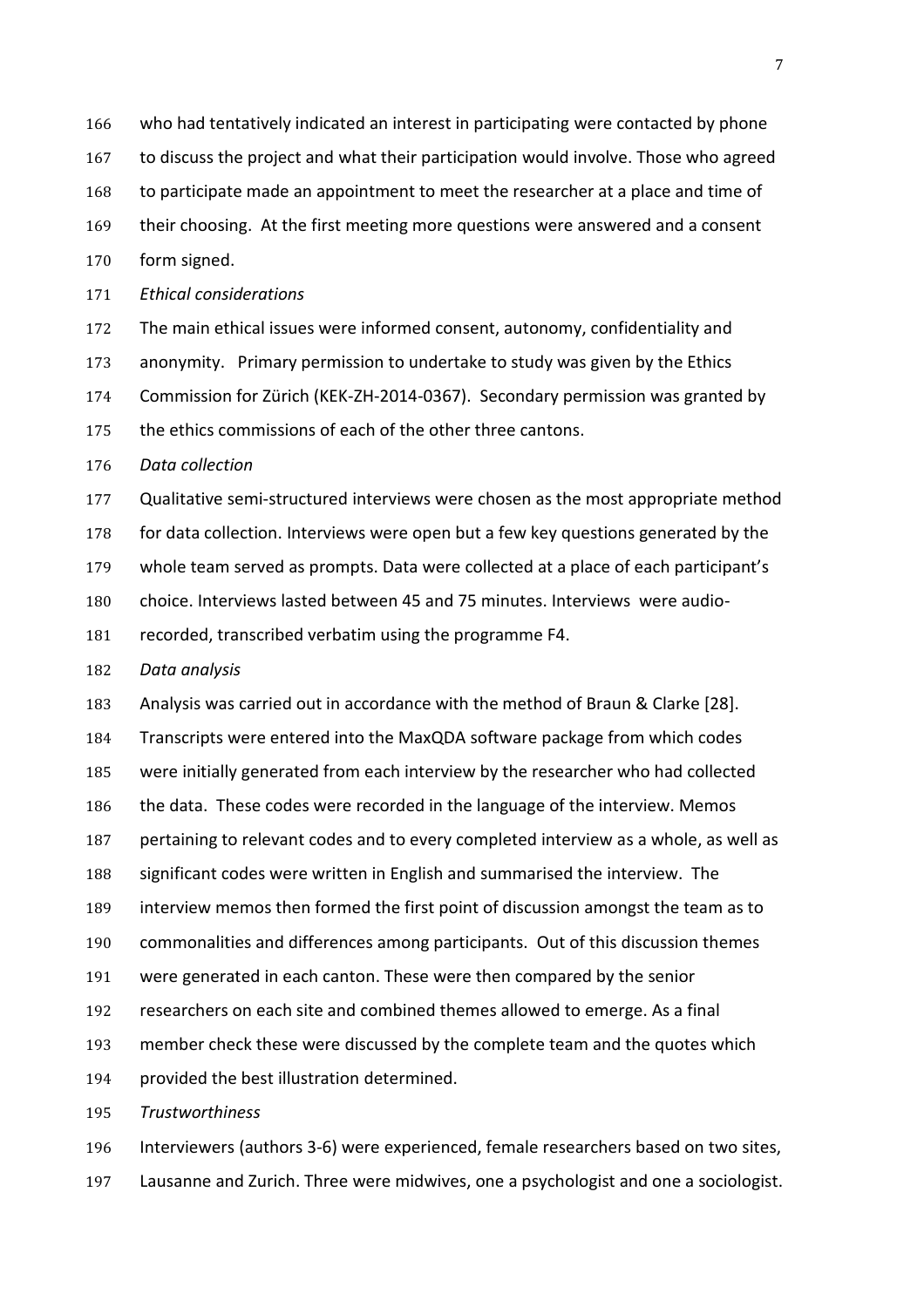who had tentatively indicated an interest in participating were contacted by phone to discuss the project and what their participation would involve. Those who agreed to participate made an appointment to meet the researcher at a place and time of their choosing. At the first meeting more questions were answered and a consent form signed.

*Ethical considerations*

The main ethical issues were informed consent, autonomy, confidentiality and anonymity. Primary permission to undertake to study was given by the Ethics Commission for Zürich (KEK-ZH-2014-0367). Secondary permission was granted by the ethics commissions of each of the other three cantons.

*Data collection*

Qualitative semi-structured interviews were chosen as the most appropriate method for data collection. Interviews were open but a few key questions generated by the whole team served as prompts. Data were collected at a place of each participant's choice. Interviews lasted between 45 and 75 minutes. Interviews were audio-recorded, transcribed verbatim using the programme F4.

*Data analysis*

Analysis was carried out in accordance with the method of Braun & Clarke [28]. Transcripts were entered into the MaxQDA software package from which codes were initially generated from each interview by the researcher who had collected the data. These codes were recorded in the language of the interview. Memos pertaining to relevant codes and to every completed interview as a whole, as well as significant codes were written in English and summarised the interview. The interview memos then formed the first point of discussion amongst the team as to commonalities and differences among participants. Out of this discussion themes were generated in each canton. These were then compared by the senior researchers on each site and combined themes allowed to emerge. As a final member check these were discussed by the complete team and the quotes which provided the best illustration determined.

*Trustworthiness*

Interviewers (authors 3-6) were experienced, female researchers based on two sites, Lausanne and Zurich. Three were midwives, one a psychologist and one a sociologist.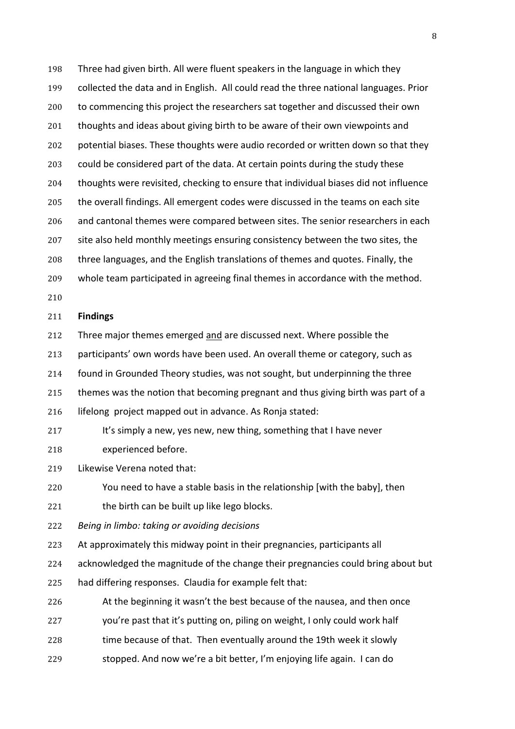Three had given birth. All were fluent speakers in the language in which they collected the data and in English. All could read the three national languages. Prior to commencing this project the researchers sat together and discussed their own thoughts and ideas about giving birth to be aware of their own viewpoints and potential biases. These thoughts were audio recorded or written down so that they could be considered part of the data. At certain points during the study these thoughts were revisited, checking to ensure that individual biases did not influence the overall findings. All emergent codes were discussed in the teams on each site and cantonal themes were compared between sites. The senior researchers in each site also held monthly meetings ensuring consistency between the two sites, the three languages, and the English translations of themes and quotes. Finally, the whole team participated in agreeing final themes in accordance with the method.

**Findings**

Three major themes emerged and are discussed next. Where possible the participants' own words have been used. An overall theme or category, such as found in Grounded Theory studies, was not sought, but underpinning the three themes was the notion that becoming pregnant and thus giving birth was part of a lifelong project mapped out in advance. As Ronja stated:

> It's simply a new, yes new, new thing, something that I have never experienced before.

Likewise Verena noted that:

> You need to have a stable basis in the relationship [with the baby], then the birth can be built up like lego blocks.

*Being in limbo: taking or avoiding decisions*

At approximately this midway point in their pregnancies, participants all acknowledged the magnitude of the change their pregnancies could bring about but had differing responses. Claudia for example felt that:

> At the beginning it wasn't the best because of the nausea, and then once you're past that it's putting on, piling on weight, I only could work half time because of that. Then eventually around the 19th week it slowly stopped. And now we're a bit better, I'm enjoying life again. I can do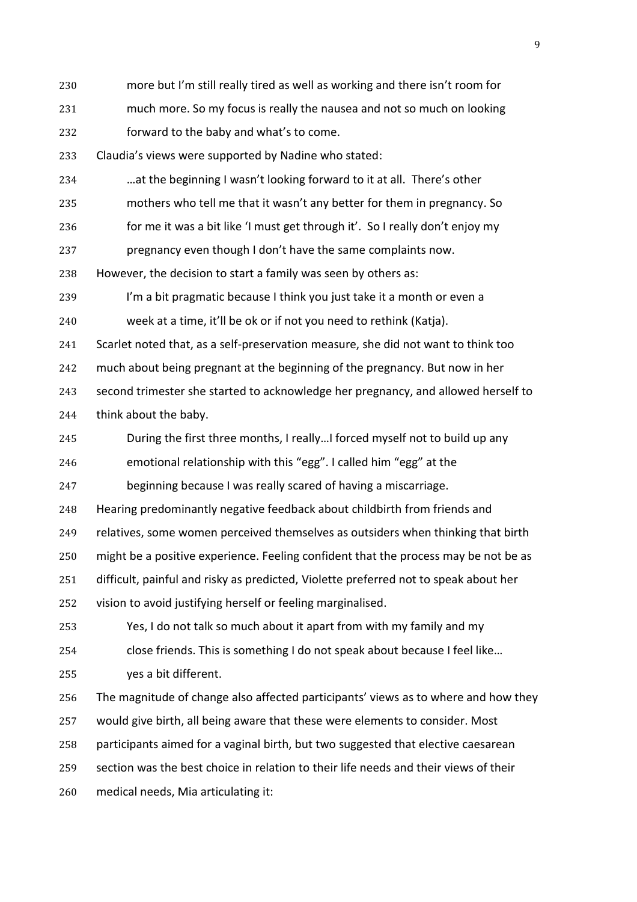> more but I'm still really tired as well as working and there isn't room for much more. So my focus is really the nausea and not so much on looking forward to the baby and what's to come.

Claudia's views were supported by Nadine who stated:

> …at the beginning I wasn't looking forward to it at all. There's other mothers who tell me that it wasn't any better for them in pregnancy. So for me it was a bit like 'I must get through it'. So I really don't enjoy my pregnancy even though I don't have the same complaints now.

However, the decision to start a family was seen by others as:

> I'm a bit pragmatic because I think you just take it a month or even a week at a time, it'll be ok or if not you need to rethink (Katja).

Scarlet noted that, as a self-preservation measure, she did not want to think too much about being pregnant at the beginning of the pregnancy. But now in her second trimester she started to acknowledge her pregnancy, and allowed herself to think about the baby.

> During the first three months, I really…I forced myself not to build up any emotional relationship with this "egg". I called him "egg" at the beginning because I was really scared of having a miscarriage.

Hearing predominantly negative feedback about childbirth from friends and relatives, some women perceived themselves as outsiders when thinking that birth might be a positive experience. Feeling confident that the process may be not be as difficult, painful and risky as predicted, Violette preferred not to speak about her vision to avoid justifying herself or feeling marginalised.

> Yes, I do not talk so much about it apart from with my family and my close friends. This is something I do not speak about because I feel like… yes a bit different.

The magnitude of change also affected participants' views as to where and how they would give birth, all being aware that these were elements to consider. Most participants aimed for a vaginal birth, but two suggested that elective caesarean section was the best choice in relation to their life needs and their views of their medical needs, Mia articulating it: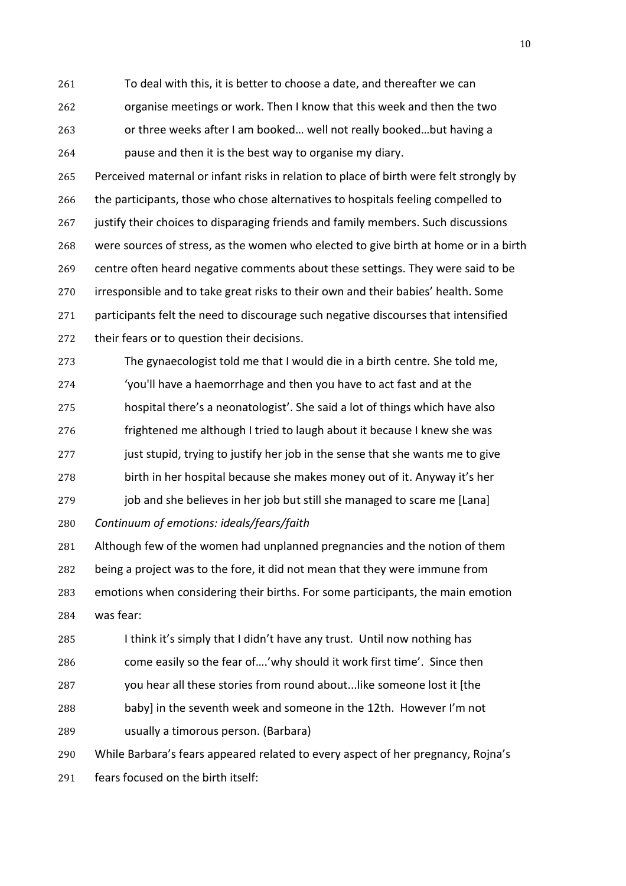> To deal with this, it is better to choose a date, and thereafter we can organise meetings or work. Then I know that this week and then the two or three weeks after I am booked… well not really booked…but having a pause and then it is the best way to organise my diary.

Perceived maternal or infant risks in relation to place of birth were felt strongly by the participants, those who chose alternatives to hospitals feeling compelled to justify their choices to disparaging friends and family members. Such discussions were sources of stress, as the women who elected to give birth at home or in a birth centre often heard negative comments about these settings. They were said to be irresponsible and to take great risks to their own and their babies' health. Some participants felt the need to discourage such negative discourses that intensified their fears or to question their decisions.

> The gynaecologist told me that I would die in a birth centre. She told me, 'you'll have a haemorrhage and then you have to act fast and at the hospital there's a neonatologist'. She said a lot of things which have also frightened me although I tried to laugh about it because I knew she was just stupid, trying to justify her job in the sense that she wants me to give birth in her hospital because she makes money out of it. Anyway it's her job and she believes in her job but still she managed to scare me [Lana]

*Continuum of emotions: ideals/fears/faith*

Although few of the women had unplanned pregnancies and the notion of them being a project was to the fore, it did not mean that they were immune from emotions when considering their births. For some participants, the main emotion was fear:

> I think it's simply that I didn't have any trust. Until now nothing has come easily so the fear of….'why should it work first time'. Since then you hear all these stories from round about...like someone lost it [the baby] in the seventh week and someone in the 12th. However I'm not usually a timorous person. (Barbara)

While Barbara's fears appeared related to every aspect of her pregnancy, Rojna's fears focused on the birth itself: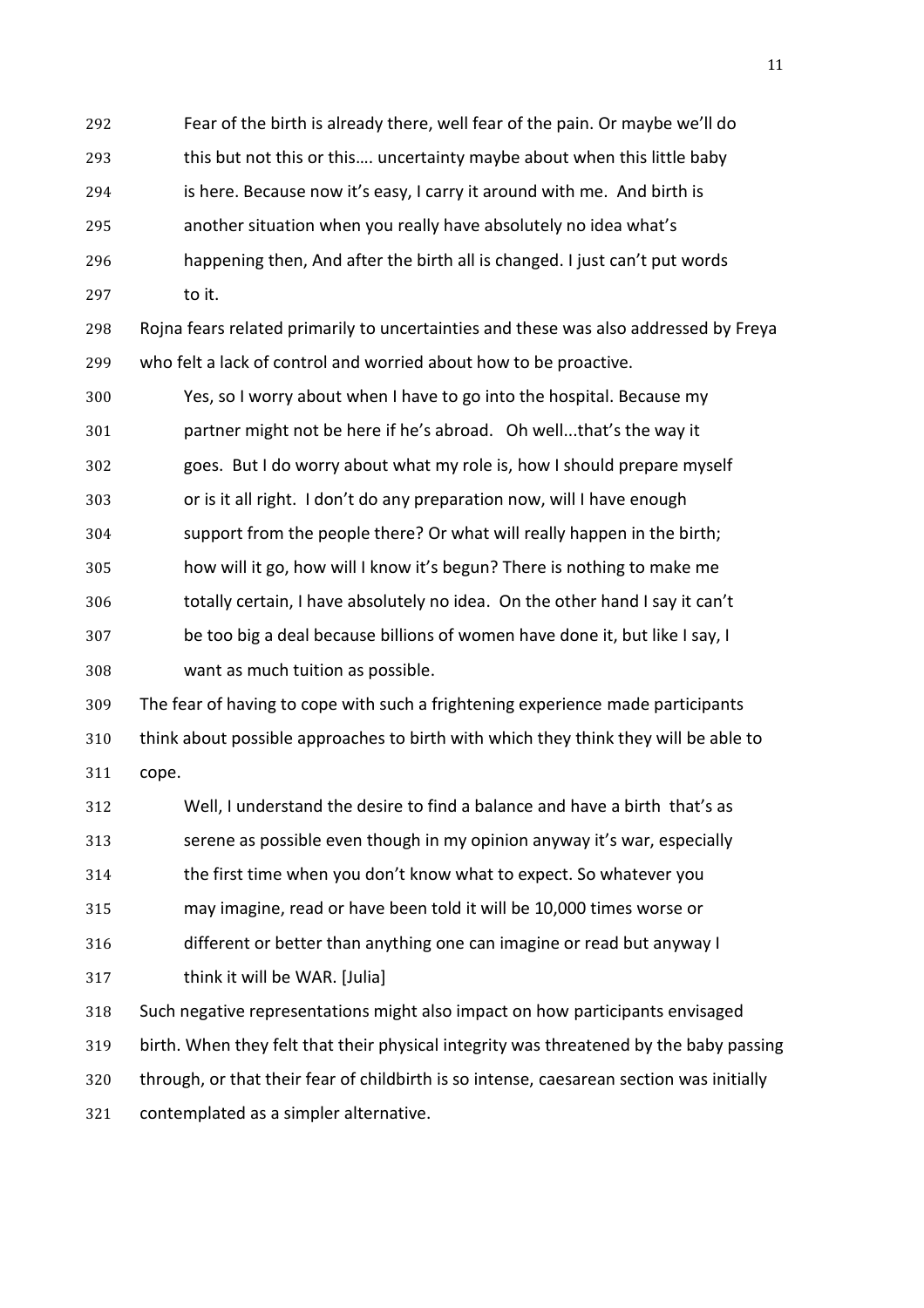> Fear of the birth is already there, well fear of the pain. Or maybe we'll do this but not this or this…. uncertainty maybe about when this little baby is here. Because now it's easy, I carry it around with me. And birth is another situation when you really have absolutely no idea what's happening then, And after the birth all is changed. I just can't put words to it.

Rojna fears related primarily to uncertainties and these was also addressed by Freya who felt a lack of control and worried about how to be proactive.

> Yes, so I worry about when I have to go into the hospital. Because my partner might not be here if he's abroad. Oh well...that's the way it goes. But I do worry about what my role is, how I should prepare myself or is it all right. I don't do any preparation now, will I have enough support from the people there? Or what will really happen in the birth; how will it go, how will I know it's begun? There is nothing to make me totally certain, I have absolutely no idea. On the other hand I say it can't be too big a deal because billions of women have done it, but like I say, I want as much tuition as possible.

The fear of having to cope with such a frightening experience made participants think about possible approaches to birth with which they think they will be able to cope.

> Well, I understand the desire to find a balance and have a birth that's as serene as possible even though in my opinion anyway it's war, especially the first time when you don't know what to expect. So whatever you may imagine, read or have been told it will be 10,000 times worse or different or better than anything one can imagine or read but anyway I think it will be WAR. [Julia]

Such negative representations might also impact on how participants envisaged birth. When they felt that their physical integrity was threatened by the baby passing through, or that their fear of childbirth is so intense, caesarean section was initially contemplated as a simpler alternative.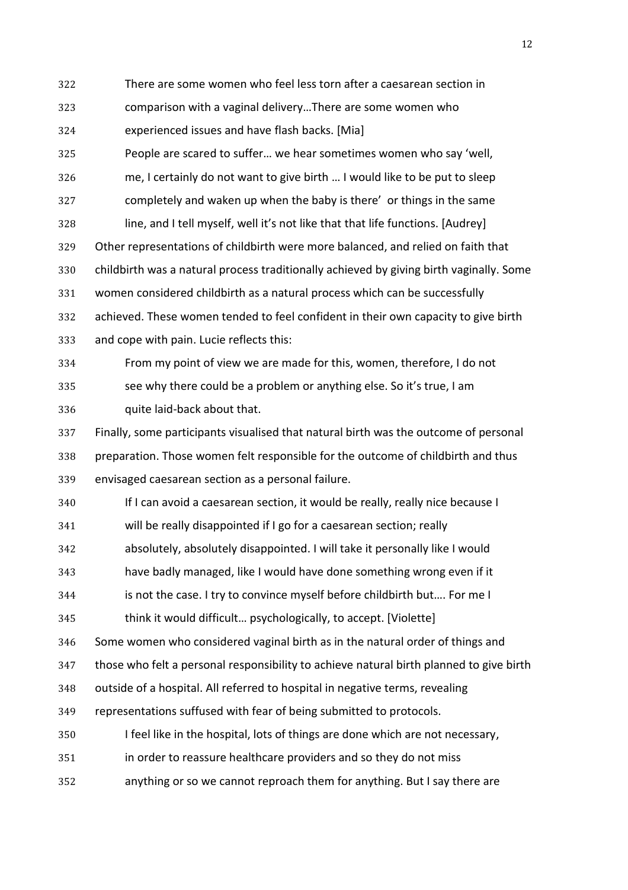> There are some women who feel less torn after a caesarean section in comparison with a vaginal delivery…There are some women who experienced issues and have flash backs. [Mia]

> People are scared to suffer… we hear sometimes women who say 'well, me, I certainly do not want to give birth … I would like to be put to sleep completely and waken up when the baby is there' or things in the same line, and I tell myself, well it's not like that that life functions. [Audrey]

Other representations of childbirth were more balanced, and relied on faith that childbirth was a natural process traditionally achieved by giving birth vaginally. Some women considered childbirth as a natural process which can be successfully achieved. These women tended to feel confident in their own capacity to give birth and cope with pain. Lucie reflects this:

> From my point of view we are made for this, women, therefore, I do not see why there could be a problem or anything else. So it's true, I am quite laid-back about that.

Finally, some participants visualised that natural birth was the outcome of personal preparation. Those women felt responsible for the outcome of childbirth and thus envisaged caesarean section as a personal failure.

> If I can avoid a caesarean section, it would be really, really nice because I will be really disappointed if I go for a caesarean section; really absolutely, absolutely disappointed. I will take it personally like I would have badly managed, like I would have done something wrong even if it is not the case. I try to convince myself before childbirth but…. For me I think it would difficult… psychologically, to accept. [Violette]

Some women who considered vaginal birth as in the natural order of things and those who felt a personal responsibility to achieve natural birth planned to give birth outside of a hospital. All referred to hospital in negative terms, revealing representations suffused with fear of being submitted to protocols.

> I feel like in the hospital, lots of things are done which are not necessary, in order to reassure healthcare providers and so they do not miss anything or so we cannot reproach them for anything. But I say there are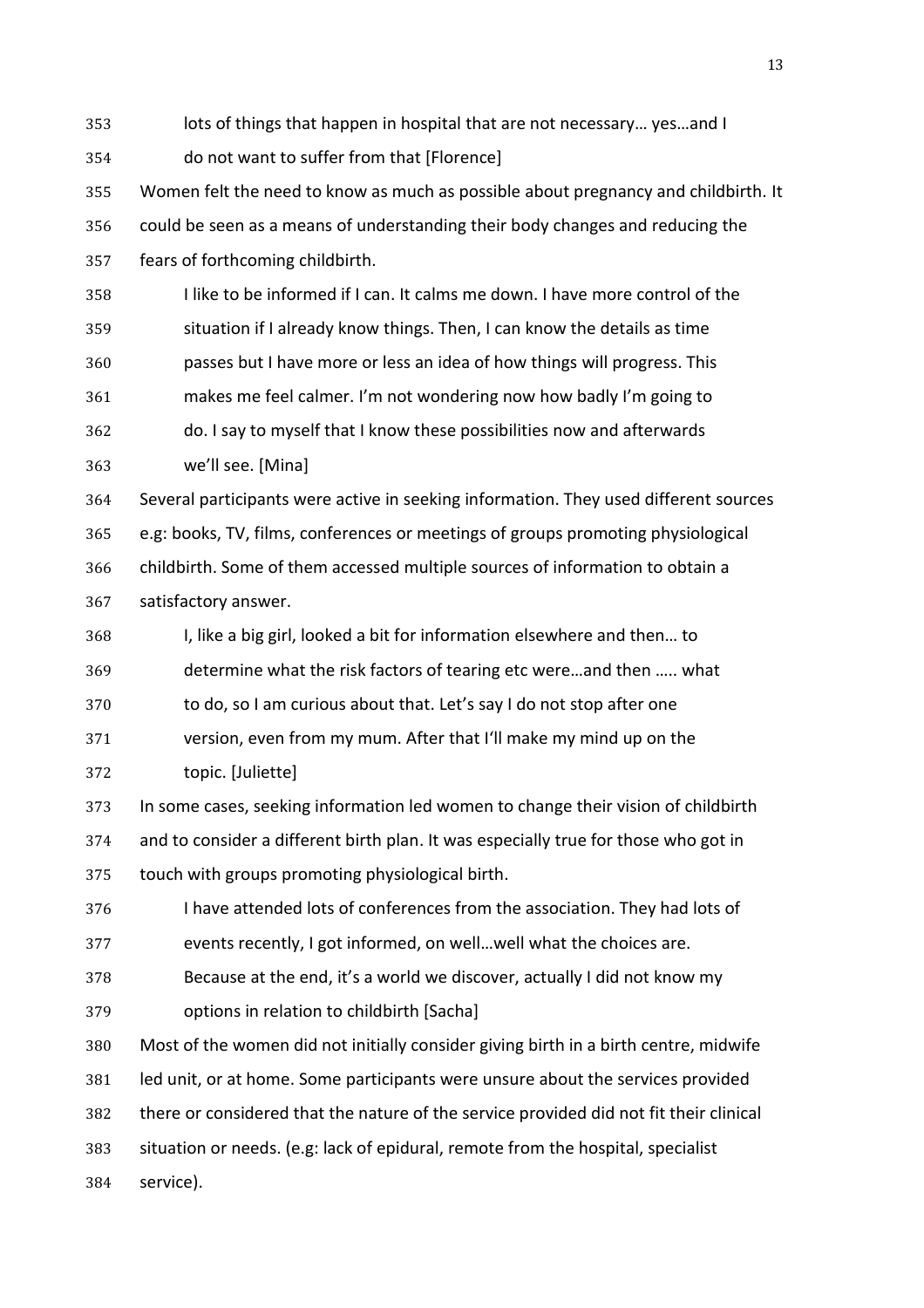lots of things that happen in hospital that are not necessary… yes…and I do not want to suffer from that [Florence]

Women felt the need to know as much as possible about pregnancy and childbirth. It could be seen as a means of understanding their body changes and reducing the fears of forthcoming childbirth.

> I like to be informed if I can. It calms me down. I have more control of the situation if I already know things. Then, I can know the details as time passes but I have more or less an idea of how things will progress. This makes me feel calmer. I'm not wondering now how badly I'm going to do. I say to myself that I know these possibilities now and afterwards we'll see. [Mina]

Several participants were active in seeking information. They used different sources e.g: books, TV, films, conferences or meetings of groups promoting physiological childbirth. Some of them accessed multiple sources of information to obtain a satisfactory answer.

> I, like a big girl, looked a bit for information elsewhere and then… to determine what the risk factors of tearing etc were…and then ….. what to do, so I am curious about that. Let's say I do not stop after one version, even from my mum. After that I'll make my mind up on the topic. [Juliette]

In some cases, seeking information led women to change their vision of childbirth and to consider a different birth plan. It was especially true for those who got in touch with groups promoting physiological birth.

> I have attended lots of conferences from the association. They had lots of events recently, I got informed, on well…well what the choices are. Because at the end, it's a world we discover, actually I did not know my options in relation to childbirth [Sacha]

Most of the women did not initially consider giving birth in a birth centre, midwife led unit, or at home. Some participants were unsure about the services provided there or considered that the nature of the service provided did not fit their clinical situation or needs. (e.g: lack of epidural, remote from the hospital, specialist service).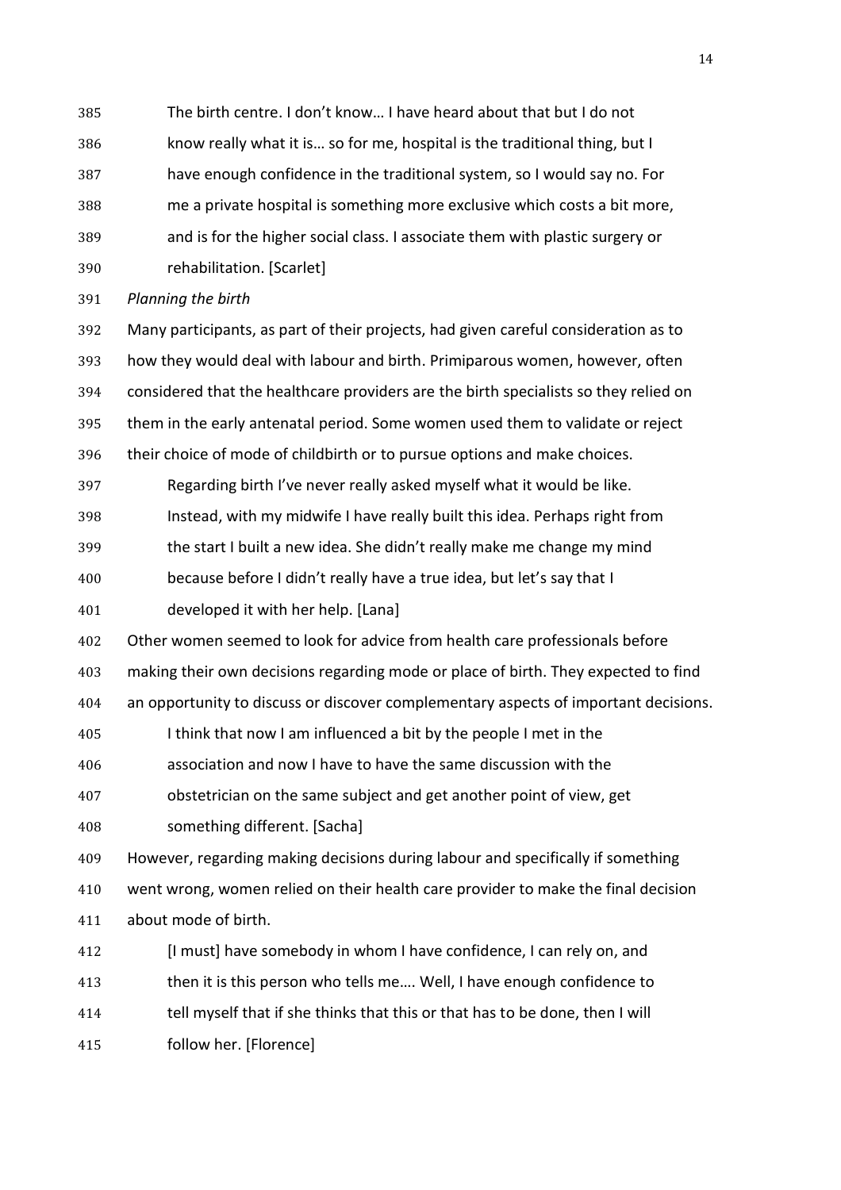> The birth centre. I don't know… I have heard about that but I do not know really what it is… so for me, hospital is the traditional thing, but I have enough confidence in the traditional system, so I would say no. For me a private hospital is something more exclusive which costs a bit more, and is for the higher social class. I associate them with plastic surgery or rehabilitation. [Scarlet]

*Planning the birth*

Many participants, as part of their projects, had given careful consideration as to how they would deal with labour and birth. Primiparous women, however, often considered that the healthcare providers are the birth specialists so they relied on them in the early antenatal period. Some women used them to validate or reject their choice of mode of childbirth or to pursue options and make choices.

> Regarding birth I've never really asked myself what it would be like. Instead, with my midwife I have really built this idea. Perhaps right from the start I built a new idea. She didn't really make me change my mind because before I didn't really have a true idea, but let's say that I developed it with her help. [Lana]

Other women seemed to look for advice from health care professionals before making their own decisions regarding mode or place of birth. They expected to find an opportunity to discuss or discover complementary aspects of important decisions.

> I think that now I am influenced a bit by the people I met in the association and now I have to have the same discussion with the obstetrician on the same subject and get another point of view, get something different. [Sacha]

However, regarding making decisions during labour and specifically if something went wrong, women relied on their health care provider to make the final decision about mode of birth.

> [I must] have somebody in whom I have confidence, I can rely on, and then it is this person who tells me…. Well, I have enough confidence to tell myself that if she thinks that this or that has to be done, then I will follow her. [Florence]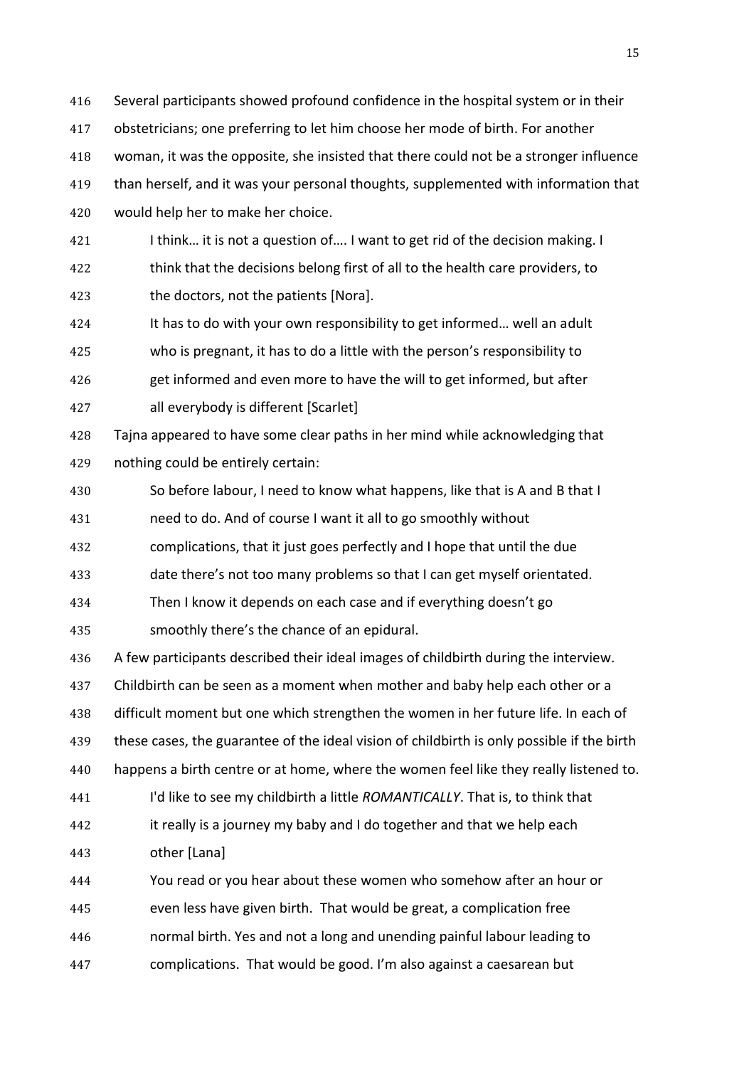Several participants showed profound confidence in the hospital system or in their obstetricians; one preferring to let him choose her mode of birth. For another woman, it was the opposite, she insisted that there could not be a stronger influence than herself, and it was your personal thoughts, supplemented with information that would help her to make her choice.

> I think… it is not a question of…. I want to get rid of the decision making. I think that the decisions belong first of all to the health care providers, to the doctors, not the patients [Nora].

> It has to do with your own responsibility to get informed… well an adult who is pregnant, it has to do a little with the person's responsibility to get informed and even more to have the will to get informed, but after all everybody is different [Scarlet]

Tajna appeared to have some clear paths in her mind while acknowledging that nothing could be entirely certain:

> So before labour, I need to know what happens, like that is A and B that I need to do. And of course I want it all to go smoothly without complications, that it just goes perfectly and I hope that until the due date there's not too many problems so that I can get myself orientated. Then I know it depends on each case and if everything doesn't go smoothly there's the chance of an epidural.

A few participants described their ideal images of childbirth during the interview. Childbirth can be seen as a moment when mother and baby help each other or a difficult moment but one which strengthen the women in her future life. In each of these cases, the guarantee of the ideal vision of childbirth is only possible if the birth happens a birth centre or at home, where the women feel like they really listened to.

> I'd like to see my childbirth a little *ROMANTICALLY*. That is, to think that it really is a journey my baby and I do together and that we help each other [Lana]

> You read or you hear about these women who somehow after an hour or even less have given birth. That would be great, a complication free normal birth. Yes and not a long and unending painful labour leading to complications. That would be good. I'm also against a caesarean but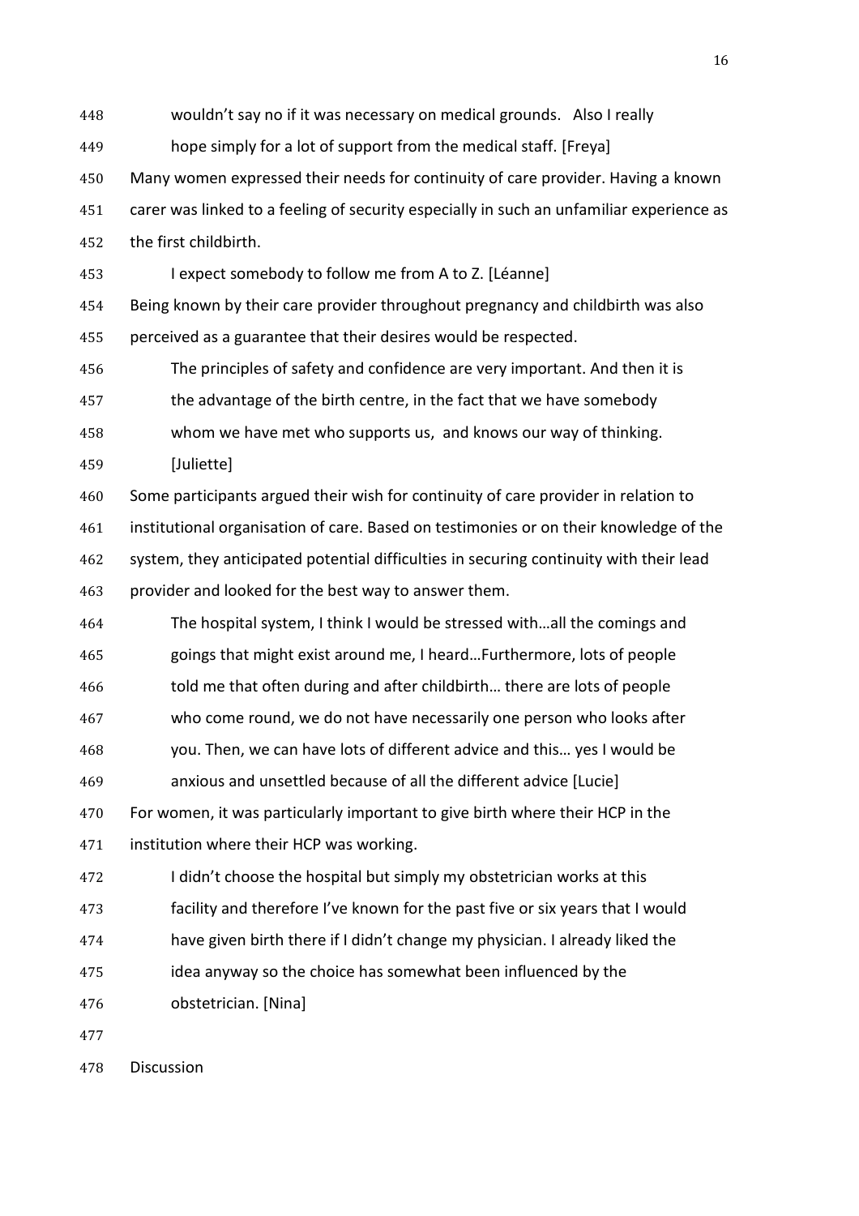wouldn't say no if it was necessary on medical grounds. Also I really hope simply for a lot of support from the medical staff. [Freya]

Many women expressed their needs for continuity of care provider. Having a known carer was linked to a feeling of security especially in such an unfamiliar experience as the first childbirth.

> I expect somebody to follow me from A to Z. [Léanne]

Being known by their care provider throughout pregnancy and childbirth was also perceived as a guarantee that their desires would be respected.

> The principles of safety and confidence are very important. And then it is the advantage of the birth centre, in the fact that we have somebody whom we have met who supports us, and knows our way of thinking. [Juliette]

Some participants argued their wish for continuity of care provider in relation to institutional organisation of care. Based on testimonies or on their knowledge of the system, they anticipated potential difficulties in securing continuity with their lead provider and looked for the best way to answer them.

> The hospital system, I think I would be stressed with…all the comings and goings that might exist around me, I heard…Furthermore, lots of people told me that often during and after childbirth… there are lots of people who come round, we do not have necessarily one person who looks after you. Then, we can have lots of different advice and this… yes I would be anxious and unsettled because of all the different advice [Lucie]

For women, it was particularly important to give birth where their HCP in the institution where their HCP was working.

> I didn't choose the hospital but simply my obstetrician works at this facility and therefore I've known for the past five or six years that I would have given birth there if I didn't change my physician. I already liked the idea anyway so the choice has somewhat been influenced by the obstetrician. [Nina]

## Discussion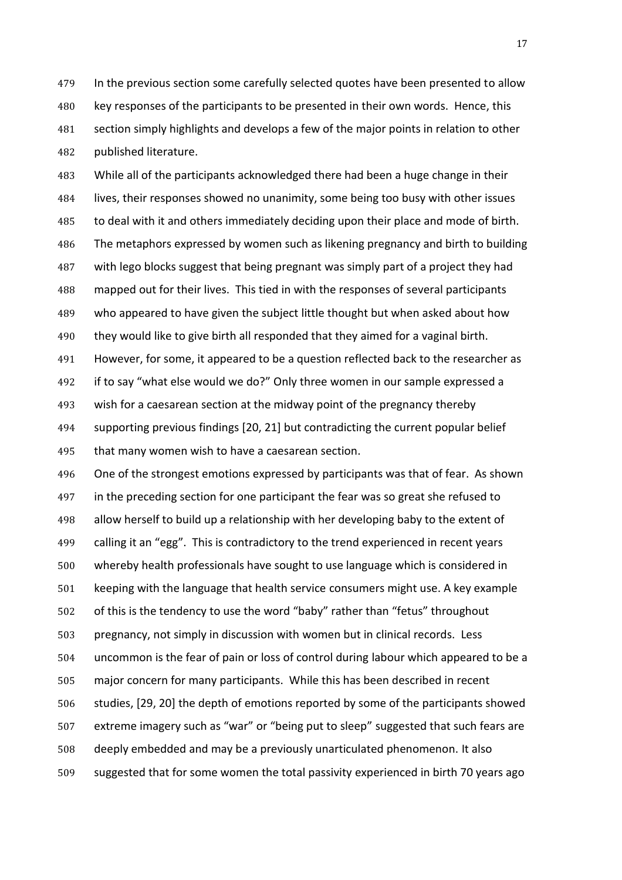In the previous section some carefully selected quotes have been presented to allow key responses of the participants to be presented in their own words. Hence, this section simply highlights and develops a few of the major points in relation to other published literature.

While all of the participants acknowledged there had been a huge change in their lives, their responses showed no unanimity, some being too busy with other issues to deal with it and others immediately deciding upon their place and mode of birth. The metaphors expressed by women such as likening pregnancy and birth to building with lego blocks suggest that being pregnant was simply part of a project they had mapped out for their lives. This tied in with the responses of several participants who appeared to have given the subject little thought but when asked about how they would like to give birth all responded that they aimed for a vaginal birth. However, for some, it appeared to be a question reflected back to the researcher as if to say "what else would we do?" Only three women in our sample expressed a wish for a caesarean section at the midway point of the pregnancy thereby supporting previous findings [20, 21] but contradicting the current popular belief that many women wish to have a caesarean section.

One of the strongest emotions expressed by participants was that of fear. As shown in the preceding section for one participant the fear was so great she refused to allow herself to build up a relationship with her developing baby to the extent of calling it an "egg". This is contradictory to the trend experienced in recent years whereby health professionals have sought to use language which is considered in keeping with the language that health service consumers might use. A key example of this is the tendency to use the word "baby" rather than "fetus" throughout pregnancy, not simply in discussion with women but in clinical records. Less uncommon is the fear of pain or loss of control during labour which appeared to be a major concern for many participants. While this has been described in recent studies, [29, 20] the depth of emotions reported by some of the participants showed extreme imagery such as "war" or "being put to sleep" suggested that such fears are deeply embedded and may be a previously unarticulated phenomenon. It also suggested that for some women the total passivity experienced in birth 70 years ago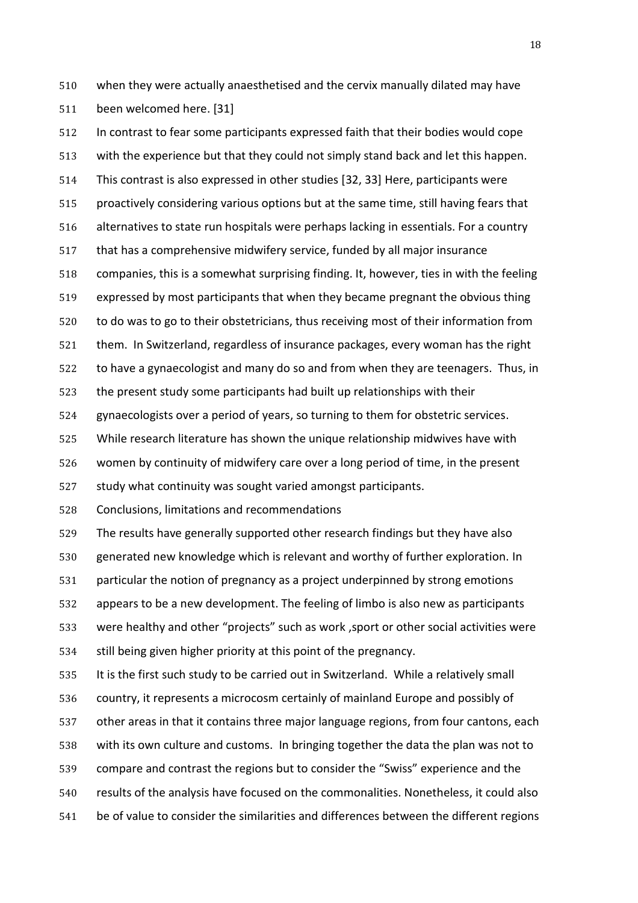when they were actually anaesthetised and the cervix manually dilated may have been welcomed here. [31]

In contrast to fear some participants expressed faith that their bodies would cope with the experience but that they could not simply stand back and let this happen. This contrast is also expressed in other studies [32, 33] Here, participants were proactively considering various options but at the same time, still having fears that alternatives to state run hospitals were perhaps lacking in essentials. For a country that has a comprehensive midwifery service, funded by all major insurance companies, this is a somewhat surprising finding. It, however, ties in with the feeling expressed by most participants that when they became pregnant the obvious thing to do was to go to their obstetricians, thus receiving most of their information from them. In Switzerland, regardless of insurance packages, every woman has the right to have a gynaecologist and many do so and from when they are teenagers. Thus, in the present study some participants had built up relationships with their gynaecologists over a period of years, so turning to them for obstetric services. While research literature has shown the unique relationship midwives have with women by continuity of midwifery care over a long period of time, in the present study what continuity was sought varied amongst participants.

## Conclusions, limitations and recommendations

The results have generally supported other research findings but they have also generated new knowledge which is relevant and worthy of further exploration. In particular the notion of pregnancy as a project underpinned by strong emotions appears to be a new development. The feeling of limbo is also new as participants were healthy and other "projects" such as work ,sport or other social activities were still being given higher priority at this point of the pregnancy.

It is the first such study to be carried out in Switzerland. While a relatively small country, it represents a microcosm certainly of mainland Europe and possibly of other areas in that it contains three major language regions, from four cantons, each with its own culture and customs. In bringing together the data the plan was not to compare and contrast the regions but to consider the "Swiss" experience and the results of the analysis have focused on the commonalities. Nonetheless, it could also be of value to consider the similarities and differences between the different regions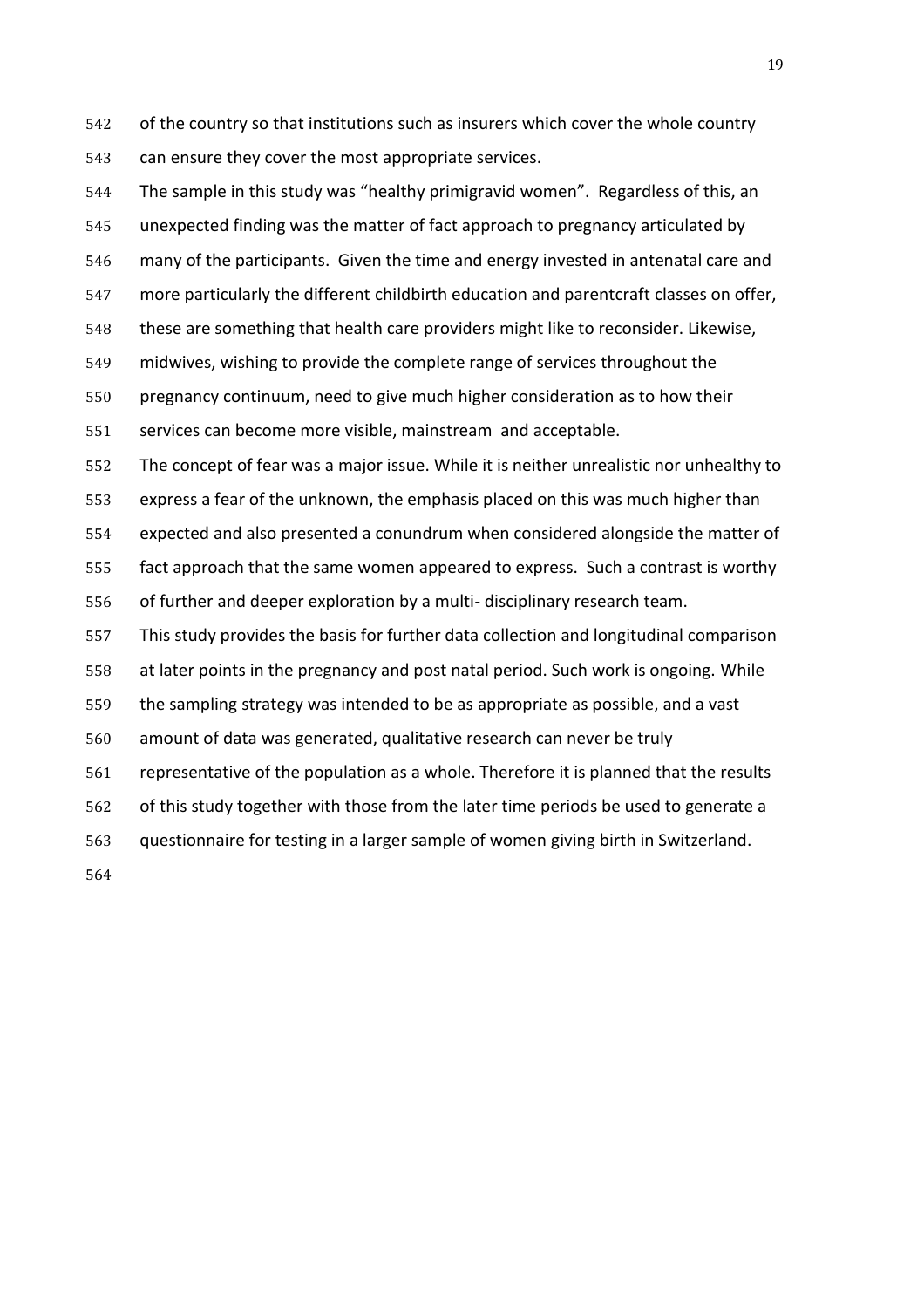of the country so that institutions such as insurers which cover the whole country can ensure they cover the most appropriate services.

The sample in this study was "healthy primigravid women". Regardless of this, an unexpected finding was the matter of fact approach to pregnancy articulated by many of the participants. Given the time and energy invested in antenatal care and more particularly the different childbirth education and parentcraft classes on offer, these are something that health care providers might like to reconsider. Likewise, midwives, wishing to provide the complete range of services throughout the pregnancy continuum, need to give much higher consideration as to how their services can become more visible, mainstream and acceptable.

The concept of fear was a major issue. While it is neither unrealistic nor unhealthy to express a fear of the unknown, the emphasis placed on this was much higher than expected and also presented a conundrum when considered alongside the matter of fact approach that the same women appeared to express. Such a contrast is worthy of further and deeper exploration by a multi- disciplinary research team.

This study provides the basis for further data collection and longitudinal comparison at later points in the pregnancy and post natal period. Such work is ongoing. While the sampling strategy was intended to be as appropriate as possible, and a vast amount of data was generated, qualitative research can never be truly representative of the population as a whole. Therefore it is planned that the results of this study together with those from the later time periods be used to generate a questionnaire for testing in a larger sample of women giving birth in Switzerland.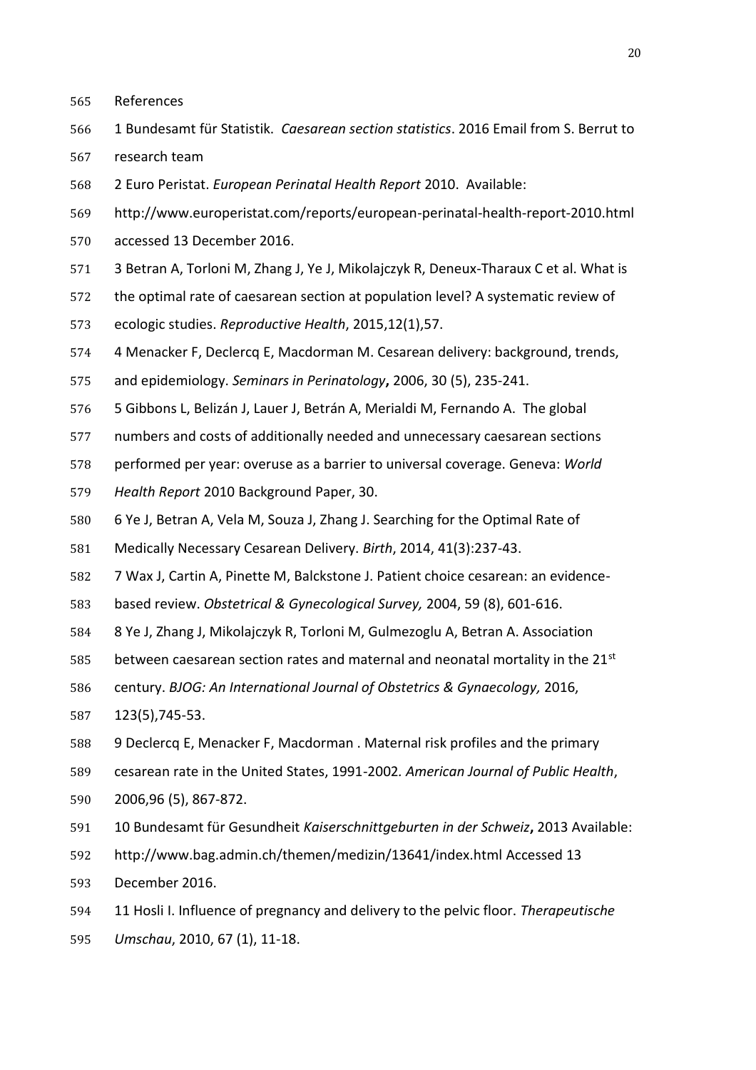References

1 Bundesamt für Statistik. *Caesarean section statistics*. 2016 Email from S. Berrut to research team

2 Euro Peristat. *European Perinatal Health Report* 2010. Available: http://www.europeristat.com/reports/european-perinatal-health-report-2010.html accessed 13 December 2016.

3 Betran A, Torloni M, Zhang J, Ye J, Mikolajczyk R, Deneux-Tharaux C et al. What is the optimal rate of caesarean section at population level? A systematic review of ecologic studies. *Reproductive Health*, 2015,12(1),57.

4 Menacker F, Declercq E, Macdorman M. Cesarean delivery: background, trends, and epidemiology. *Seminars in Perinatology***,** 2006, 30 (5), 235-241.

5 Gibbons L, Belizán J, Lauer J, Betrán A, Merialdi M, Fernando A. The global numbers and costs of additionally needed and unnecessary caesarean sections performed per year: overuse as a barrier to universal coverage. Geneva: *World Health Report* 2010 Background Paper, 30.

6 Ye J, Betran A, Vela M, Souza J, Zhang J. Searching for the Optimal Rate of Medically Necessary Cesarean Delivery. *Birth*, 2014, 41(3):237-43.

7 Wax J, Cartin A, Pinette M, Balckstone J. Patient choice cesarean: an evidence-based review. *Obstetrical & Gynecological Survey,* 2004, 59 (8), 601-616.

8 Ye J, Zhang J, Mikolajczyk R, Torloni M, Gulmezoglu A, Betran A. Association between caesarean section rates and maternal and neonatal mortality in the 21st century. *BJOG: An International Journal of Obstetrics & Gynaecology,* 2016, 123(5),745-53.

9 Declercq E, Menacker F, Macdorman . Maternal risk profiles and the primary cesarean rate in the United States, 1991-2002. *American Journal of Public Health*, 2006,96 (5), 867-872.

10 Bundesamt für Gesundheit *Kaiserschnittgeburten in der Schweiz***,** 2013 Available: http://www.bag.admin.ch/themen/medizin/13641/index.html Accessed 13 December 2016.

11 Hosli I. Influence of pregnancy and delivery to the pelvic floor. *Therapeutische Umschau*, 2010, 67 (1), 11-18.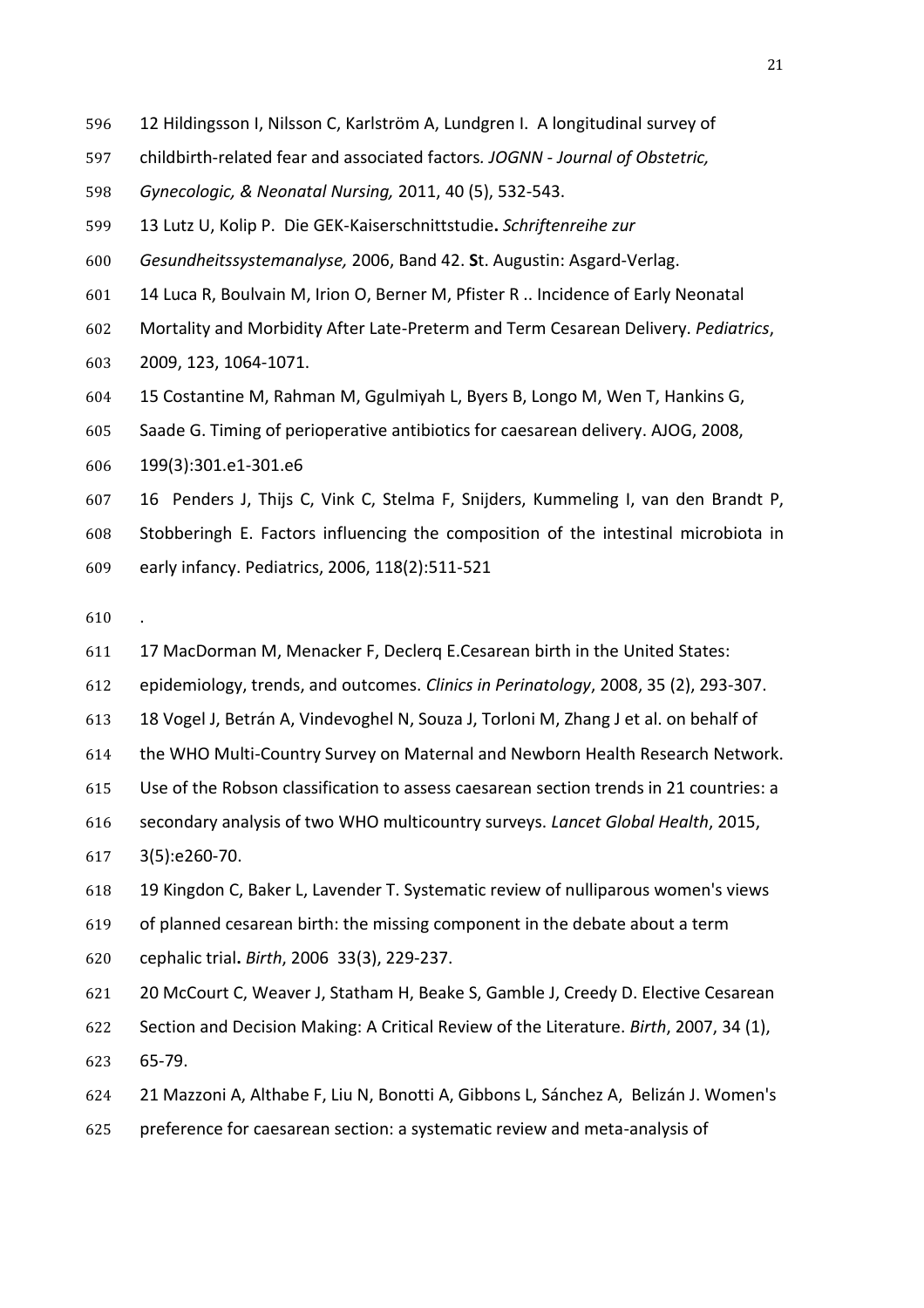12 Hildingsson I, Nilsson C, Karlström A, Lundgren I. A longitudinal survey of childbirth-related fear and associated factors. *JOGNN - Journal of Obstetric, Gynecologic, & Neonatal Nursing,* 2011, 40 (5), 532-543.

13 Lutz U, Kolip P. Die GEK-Kaiserschnittstudie**.** *Schriftenreihe zur Gesundheitssystemanalyse,* 2006, Band 42. **S**t. Augustin: Asgard-Verlag.

14 Luca R, Boulvain M, Irion O, Berner M, Pfister R .. Incidence of Early Neonatal Mortality and Morbidity After Late-Preterm and Term Cesarean Delivery. *Pediatrics*, 2009, 123, 1064-1071.

15 Costantine M, Rahman M, Ggulmiyah L, Byers B, Longo M, Wen T, Hankins G, Saade G. Timing of perioperative antibiotics for caesarean delivery. AJOG, 2008, 199(3):301.e1-301.e6

16 Penders J, Thijs C, Vink C, Stelma F, Snijders, Kummeling I, van den Brandt P, Stobberingh E. Factors influencing the composition of the intestinal microbiota in early infancy. Pediatrics, 2006, 118(2):511-521

.

17 MacDorman M, Menacker F, Declerq E.Cesarean birth in the United States: epidemiology, trends, and outcomes. *Clinics in Perinatology*, 2008, 35 (2), 293-307.

18 Vogel J, Betrán A, Vindevoghel N, Souza J, Torloni M, Zhang J et al. on behalf of the WHO Multi-Country Survey on Maternal and Newborn Health Research Network. Use of the Robson classification to assess caesarean section trends in 21 countries: a secondary analysis of two WHO multicountry surveys. *Lancet Global Health*, 2015, 3(5):e260-70.

19 Kingdon C, Baker L, Lavender T. Systematic review of nulliparous women's views of planned cesarean birth: the missing component in the debate about a term cephalic trial**.** *Birth*, 2006 33(3), 229-237.

20 McCourt C, Weaver J, Statham H, Beake S, Gamble J, Creedy D. Elective Cesarean Section and Decision Making: A Critical Review of the Literature. *Birth*, 2007, 34 (1), 65-79.

21 Mazzoni A, Althabe F, Liu N, Bonotti A, Gibbons L, Sánchez A, Belizán J. Women's preference for caesarean section: a systematic review and meta-analysis of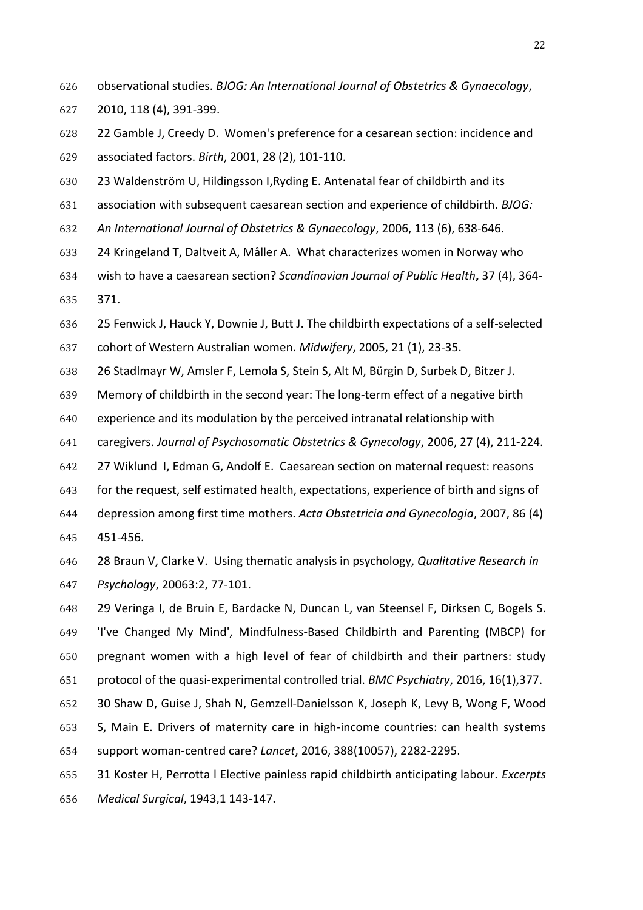observational studies. *BJOG: An International Journal of Obstetrics & Gynaecology*, 2010, 118 (4), 391-399.

22 Gamble J, Creedy D. Women's preference for a cesarean section: incidence and associated factors. *Birth*, 2001, 28 (2), 101-110.

23 Waldenström U, Hildingsson I,Ryding E. Antenatal fear of childbirth and its association with subsequent caesarean section and experience of childbirth. *BJOG: An International Journal of Obstetrics & Gynaecology*, 2006, 113 (6), 638-646.

24 Kringeland T, Daltveit A, Måller A. What characterizes women in Norway who wish to have a caesarean section? *Scandinavian Journal of Public Health***,** 37 (4), 364-371.

25 Fenwick J, Hauck Y, Downie J, Butt J. The childbirth expectations of a self-selected cohort of Western Australian women. *Midwifery*, 2005, 21 (1), 23-35.

26 Stadlmayr W, Amsler F, Lemola S, Stein S, Alt M, Bürgin D, Surbek D, Bitzer J. Memory of childbirth in the second year: The long-term effect of a negative birth experience and its modulation by the perceived intranatal relationship with caregivers. *Journal of Psychosomatic Obstetrics & Gynecology*, 2006, 27 (4), 211-224.

27 Wiklund I, Edman G, Andolf E. Caesarean section on maternal request: reasons for the request, self estimated health, expectations, experience of birth and signs of depression among first time mothers. *Acta Obstetricia and Gynecologia*, 2007, 86 (4) 451-456.

28 Braun V, Clarke V. Using thematic analysis in psychology, *Qualitative Research in Psychology*, 20063:2, 77-101.

29 Veringa I, de Bruin E, Bardacke N, Duncan L, van Steensel F, Dirksen C, Bogels S. 'I've Changed My Mind', Mindfulness-Based Childbirth and Parenting (MBCP) for pregnant women with a high level of fear of childbirth and their partners: study protocol of the quasi-experimental controlled trial. *BMC Psychiatry*, 2016, 16(1),377.

30 Shaw D, Guise J, Shah N, Gemzell-Danielsson K, Joseph K, Levy B, Wong F, Wood S, Main E. Drivers of maternity care in high-income countries: can health systems support woman-centred care? *Lancet*, 2016, 388(10057), 2282-2295.

31 Koster H, Perrotta l Elective painless rapid childbirth anticipating labour. *Excerpts Medical Surgical*, 1943,1 143-147.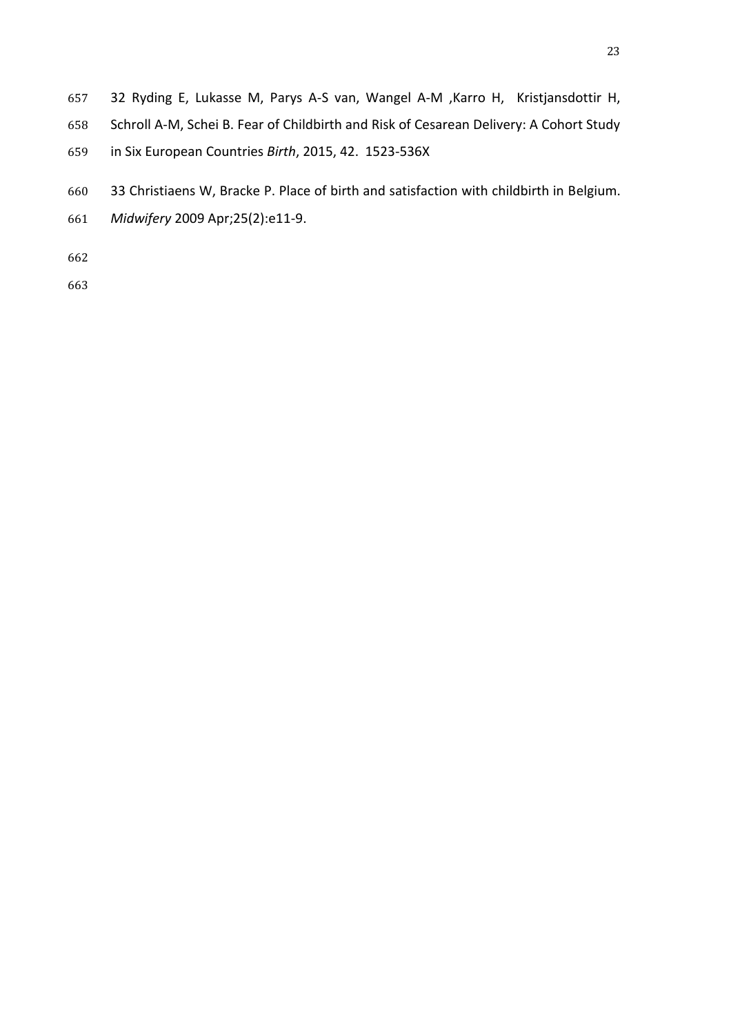32 Ryding E, Lukasse M, Parys A-S van, Wangel A-M ,Karro H, Kristjansdottir H, Schroll A-M, Schei B. Fear of Childbirth and Risk of Cesarean Delivery: A Cohort Study in Six European Countries *Birth*, 2015, 42. 1523-536X

33 Christiaens W, Bracke P. Place of birth and satisfaction with childbirth in Belgium. *Midwifery* 2009 Apr;25(2):e11-9.